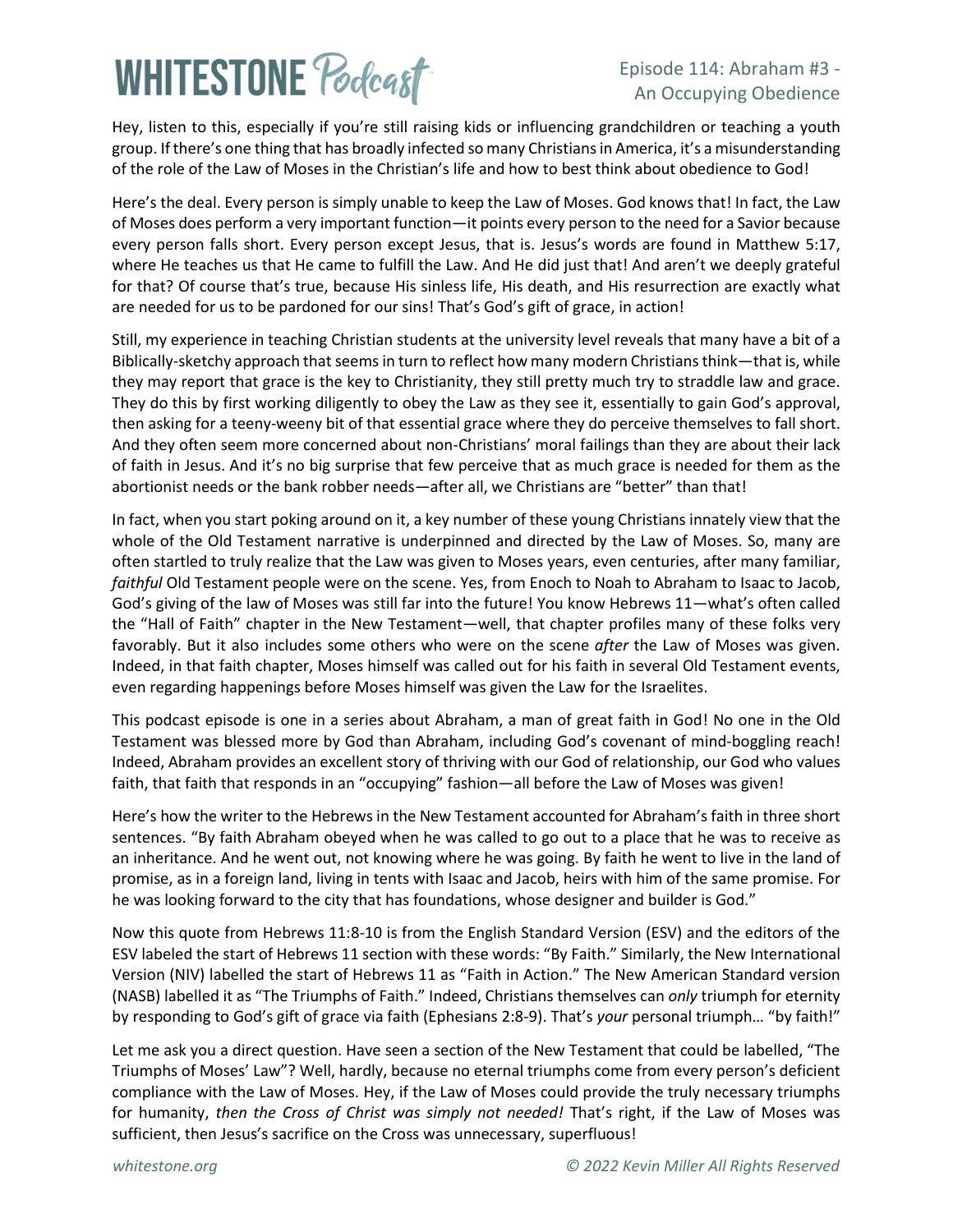# Episode 114: Abraham #3 - An Occupying Obedience

Hey, listen to this, especially if you're still raising kids or influencing grandchildren or teaching a youth group. If there's one thing that has broadly infected so many Christians in America, it's a misunderstanding of the role of the Law of Moses in the Christian's life and how to best think about obedience to God!

Here's the deal. Every person is simply unable to keep the Law of Moses. God knows that! In fact, the Law of Moses does perform a very important function—it points every person to the need for a Savior because every person falls short. Every person except Jesus, that is. Jesus's words are found in Matthew 5:17, where He teaches us that He came to fulfill the Law. And He did just that! And aren't we deeply grateful for that? Of course that's true, because His sinless life, His death, and His resurrection are exactly what are needed for us to be pardoned for our sins! That's God's gift of grace, in action!

Still, my experience in teaching Christian students at the university level reveals that many have a bit of a Biblically-sketchy approach that seems in turn to reflect how many modern Christians think—that is, while they may report that grace is the key to Christianity, they still pretty much try to straddle law and grace. They do this by first working diligently to obey the Law as they see it, essentially to gain God's approval, then asking for a teeny-weeny bit of that essential grace where they do perceive themselves to fall short. And they often seem more concerned about non-Christians' moral failings than they are about their lack of faith in Jesus. And it's no big surprise that few perceive that as much grace is needed for them as the abortionist needs or the bank robber needs—after all, we Christians are "better" than that!

In fact, when you start poking around on it, a key number of these young Christians innately view that the whole of the Old Testament narrative is underpinned and directed by the Law of Moses. So, many are often startled to truly realize that the Law was given to Moses years, even centuries, after many familiar, *faithful* Old Testament people were on the scene. Yes, from Enoch to Noah to Abraham to Isaac to Jacob, God's giving of the law of Moses was still far into the future! You know Hebrews 11—what's often called the "Hall of Faith" chapter in the New Testament—well, that chapter profiles many of these folks very favorably. But it also includes some others who were on the scene *after* the Law of Moses was given. Indeed, in that faith chapter, Moses himself was called out for his faith in several Old Testament events, even regarding happenings before Moses himself was given the Law for the Israelites.

This podcast episode is one in a series about Abraham, a man of great faith in God! No one in the Old Testament was blessed more by God than Abraham, including God's covenant of mind-boggling reach! Indeed, Abraham provides an excellent story of thriving with our God of relationship, our God who values faith, that faith that responds in an "occupying" fashion—all before the Law of Moses was given!

Here's how the writer to the Hebrews in the New Testament accounted for Abraham's faith in three short sentences. "By faith Abraham obeyed when he was called to go out to a place that he was to receive as an inheritance. And he went out, not knowing where he was going. By faith he went to live in the land of promise, as in a foreign land, living in tents with Isaac and Jacob, heirs with him of the same promise. For he was looking forward to the city that has foundations, whose designer and builder is God."

Now this quote from Hebrews 11:8-10 is from the English Standard Version (ESV) and the editors of the ESV labeled the start of Hebrews 11 section with these words: "By Faith." Similarly, the New International Version (NIV) labelled the start of Hebrews 11 as "Faith in Action." The New American Standard version (NASB) labelled it as "The Triumphs of Faith." Indeed, Christians themselves can *only* triumph for eternity by responding to God's gift of grace via faith (Ephesians 2:8-9). That's *your* personal triumph… "by faith!"

Let me ask you a direct question. Have seen a section of the New Testament that could be labelled, "The Triumphs of Moses' Law"? Well, hardly, because no eternal triumphs come from every person's deficient compliance with the Law of Moses. Hey, if the Law of Moses could provide the truly necessary triumphs for humanity, *then the Cross of Christ was simply not needed!* That's right, if the Law of Moses was sufficient, then Jesus's sacrifice on the Cross was unnecessary, superfluous!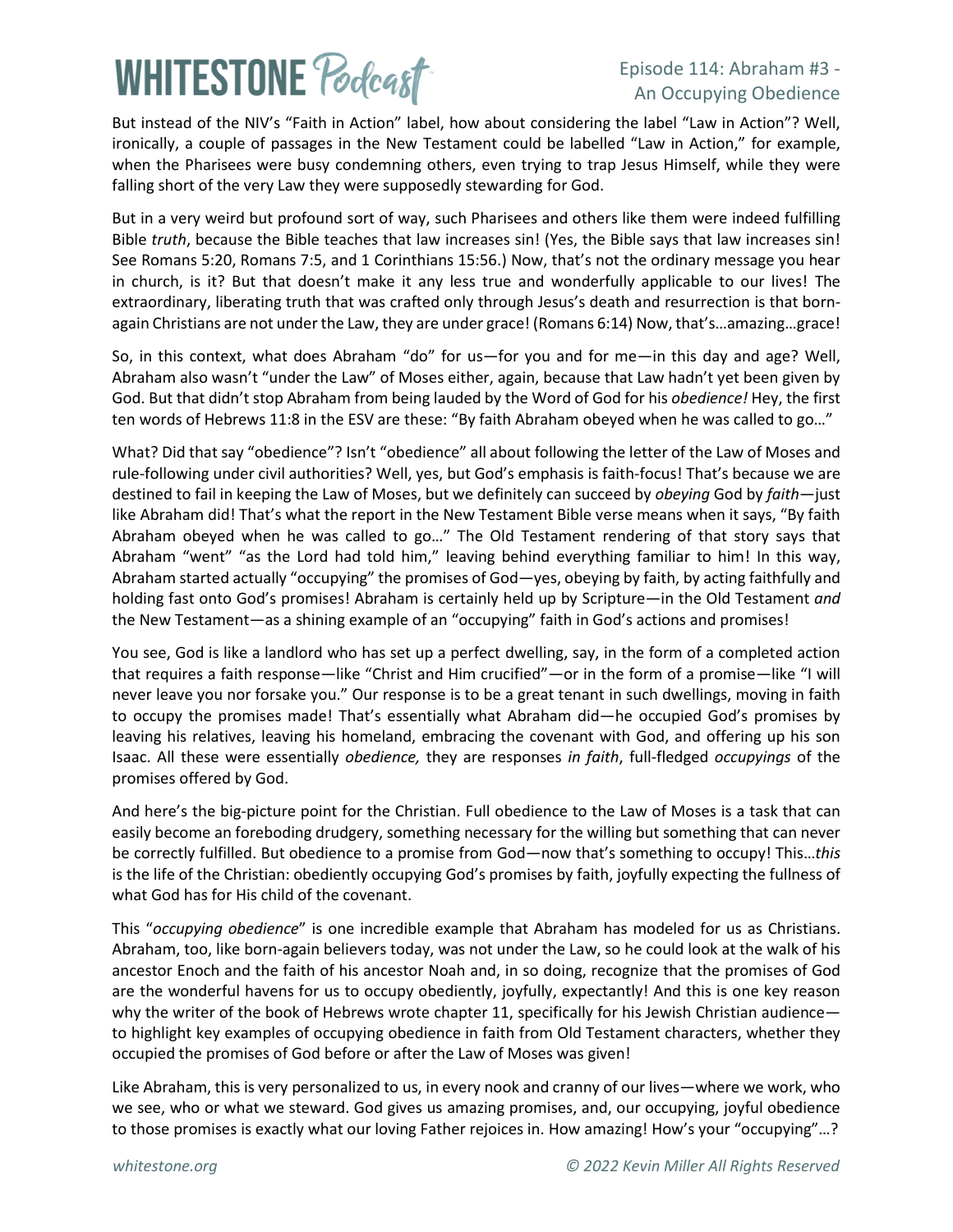But instead of the NIV's "Faith in Action" label, how about considering the label "Law in Action"? Well, ironically, a couple of passages in the New Testament could be labelled "Law in Action," for example, when the Pharisees were busy condemning others, even trying to trap Jesus Himself, while they were falling short of the very Law they were supposedly stewarding for God.

But in a very weird but profound sort of way, such Pharisees and others like them were indeed fulfilling Bible *truth*, because the Bible teaches that law increases sin! (Yes, the Bible says that law increases sin! See Romans 5:20, Romans 7:5, and 1 Corinthians 15:56.) Now, that's not the ordinary message you hear in church, is it? But that doesn't make it any less true and wonderfully applicable to our lives! The extraordinary, liberating truth that was crafted only through Jesus's death and resurrection is that born-again Christians are not under the Law, they are under grace! (Romans 6:14) Now, that's…amazing…grace!

So, in this context, what does Abraham "do" for us—for you and for me—in this day and age? Well, Abraham also wasn't "under the Law" of Moses either, again, because that Law hadn't yet been given by God. But that didn't stop Abraham from being lauded by the Word of God for his *obedience!* Hey, the first ten words of Hebrews 11:8 in the ESV are these: "By faith Abraham obeyed when he was called to go…"

What? Did that say "obedience"? Isn't "obedience" all about following the letter of the Law of Moses and rule-following under civil authorities? Well, yes, but God's emphasis is faith-focus! That's because we are destined to fail in keeping the Law of Moses, but we definitely can succeed by *obeying* God by *faith*—just like Abraham did! That's what the report in the New Testament Bible verse means when it says, "By faith Abraham obeyed when he was called to go…" The Old Testament rendering of that story says that Abraham "went" "as the Lord had told him," leaving behind everything familiar to him! In this way, Abraham started actually "occupying" the promises of God—yes, obeying by faith, by acting faithfully and holding fast onto God's promises! Abraham is certainly held up by Scripture—in the Old Testament *and* the New Testament—as a shining example of an "occupying" faith in God's actions and promises!

You see, God is like a landlord who has set up a perfect dwelling, say, in the form of a completed action that requires a faith response—like "Christ and Him crucified"—or in the form of a promise—like "I will never leave you nor forsake you." Our response is to be a great tenant in such dwellings, moving in faith to occupy the promises made! That's essentially what Abraham did—he occupied God's promises by leaving his relatives, leaving his homeland, embracing the covenant with God, and offering up his son Isaac. All these were essentially *obedience,* they are responses *in faith*, full-fledged *occupyings* of the promises offered by God.

And here's the big-picture point for the Christian. Full obedience to the Law of Moses is a task that can easily become an foreboding drudgery, something necessary for the willing but something that can never be correctly fulfilled. But obedience to a promise from God—now that's something to occupy! This…*this* is the life of the Christian: obediently occupying God's promises by faith, joyfully expecting the fullness of what God has for His child of the covenant.

This "*occupying obedience*" is one incredible example that Abraham has modeled for us as Christians. Abraham, too, like born-again believers today, was not under the Law, so he could look at the walk of his ancestor Enoch and the faith of his ancestor Noah and, in so doing, recognize that the promises of God are the wonderful havens for us to occupy obediently, joyfully, expectantly! And this is one key reason why the writer of the book of Hebrews wrote chapter 11, specifically for his Jewish Christian audience—to highlight key examples of occupying obedience in faith from Old Testament characters, whether they occupied the promises of God before or after the Law of Moses was given!

Like Abraham, this is very personalized to us, in every nook and cranny of our lives—where we work, who we see, who or what we steward. God gives us amazing promises, and, our occupying, joyful obedience to those promises is exactly what our loving Father rejoices in. How amazing! How's your "occupying"…?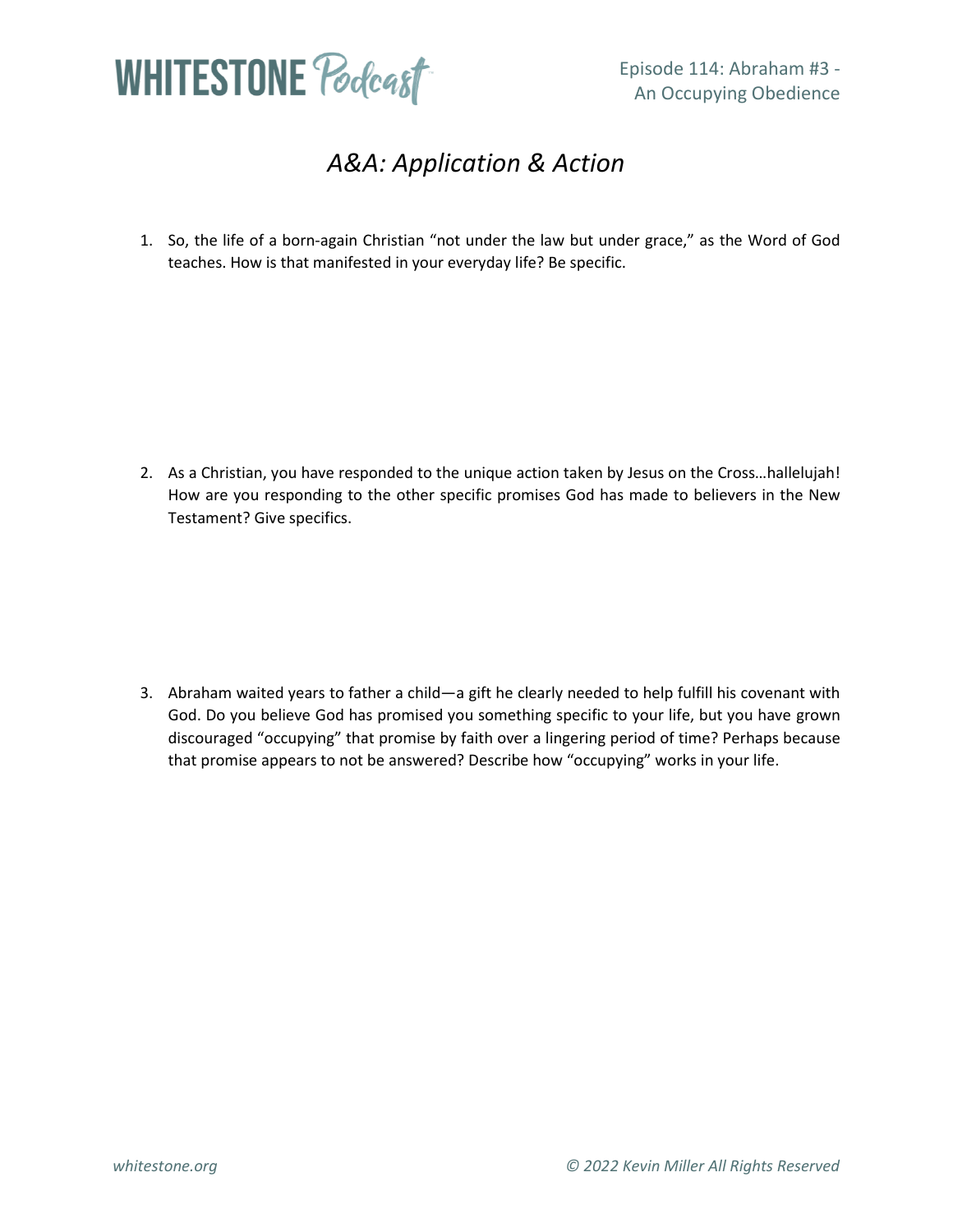# A&A: Application & Action

1. So, the life of a born-again Christian "not under the law but under grace," as the Word of God teaches. How is that manifested in your everyday life? Be specific.

2. As a Christian, you have responded to the unique action taken by Jesus on the Cross…hallelujah! How are you responding to the other specific promises God has made to believers in the New Testament? Give specifics.

3. Abraham waited years to father a child—a gift he clearly needed to help fulfill his covenant with God. Do you believe God has promised you something specific to your life, but you have grown discouraged "occupying" that promise by faith over a lingering period of time? Perhaps because that promise appears to not be answered? Describe how "occupying" works in your life.